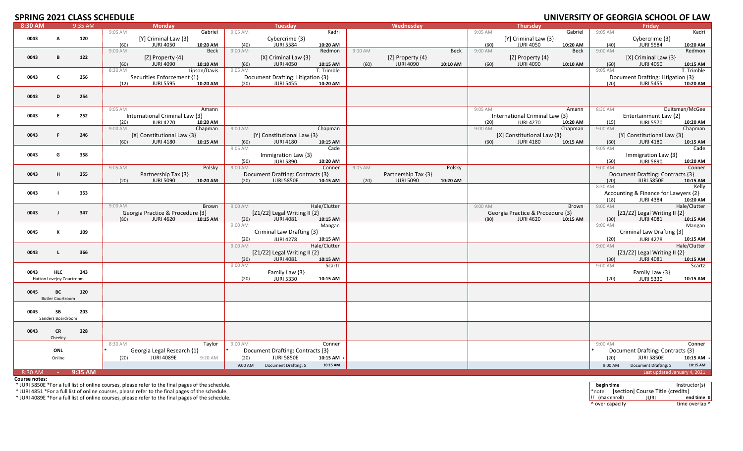# SPRING 2021 CLASS SCHEDULE

## UNIVERSITY OF GEORGIA SCHOOL OF LAW

**8:30 AM - 9:35 AM**

| Bldg | Room | # | Monday | Tuesday | Wednesday | Thursday | Friday |
|---|---|---|---|---|---|---|---|
| 0043 | A | 120 | 9:05 AM Gabriel [Y] Criminal Law {3} (60) JURI 4050 10:20 AM | 9:05 AM Kadri Cybercrime {3} (40) JURI 5584 10:20 AM | | 9:05 AM Gabriel [Y] Criminal Law {3} (60) JURI 4050 10:20 AM | 9:05 AM Kadri Cybercrime {3} (40) JURI 5584 10:20 AM |
| 0043 | B | 122 | 9:00 AM Beck [Z] Property {4} (60) JURI 4090 10:10 AM | 9:00 AM Redmon [X] Criminal Law {3} (60) JURI 4050 10:15 AM | 9:00 AM Beck [Z] Property {4} (60) JURI 4090 10:10 AM | 9:00 AM Beck [Z] Property {4} (60) JURI 4090 10:10 AM | 9:00 AM Redmon [X] Criminal Law {3} (60) JURI 4050 10:15 AM |
| 0043 | C | 256 | 8:30 AM Lipson/Davis Securities Enforcement {1} (12) JURI 5595 10:20 AM | 9:05 AM T. Trimble Document Drafting: Litigation {3} (20) JURI 5455 10:20 AM | | | 9:05 AM T. Trimble Document Drafting: Litigation {3} (20) JURI 5455 10:20 AM |
| 0043 | D | 254 | | | | | |
| 0043 | E | 252 | 9:05 AM Amann International Criminal Law {3} (20) JURI 4270 10:20 AM | | | 9:05 AM Amann International Criminal Law {3} (20) JURI 4270 10:20 AM | 8:30 AM Duitsman/McGee Entertainment Law {2} (15) JURI 5570 10:20 AM |
| 0043 | F | 246 | 9:00 AM Chapman [X] Constitutional Law {3} (60) JURI 4180 10:15 AM | 9:00 AM Chapman [Y] Constitutional Law {3} (60) JURI 4180 10:15 AM | | 9:00 AM Chapman [X] Constitutional Law {3} (60) JURI 4180 10:15 AM | 9:00 AM Chapman [Y] Constitutional Law {3} (60) JURI 4180 10:15 AM |
| 0043 | G | 358 | | 9:05 AM Cade Immigration Law {3} (50) JURI 5890 10:20 AM | | | 9:05 AM Cade Immigration Law {3} (50) JURI 5890 10:20 AM |
| 0043 | H | 355 | 9:05 AM Polsky Partnership Tax {3} (20) JURI 5090 10:20 AM | 9:00 AM Conner Document Drafting: Contracts {3} (20) JURI 5850E 10:15 AM | 9:05 AM Polsky Partnership Tax {3} (20) JURI 5090 10:20 AM | | 9:00 AM Conner Document Drafting: Contracts {3} (20) JURI 5850E 10:15 AM |
| 0043 | I | 353 | | | | | 8:30 AM Kelly Accounting & Finance for Lawyers {2} (18) JURI 4384 10:20 AM |
| 0043 | J | 347 | 9:00 AM Brown Georgia Practice & Procedure {3} (80) JURI 4620 10:15 AM | 9:00 AM Hale/Clutter [Z1/Z2] Legal Writing II {2} (30) JURI 4081 10:15 AM | | 9:00 AM Brown Georgia Practice & Procedure {3} (80) JURI 4620 10:15 AM | 9:00 AM Hale/Clutter [Z1/Z2] Legal Writing II {2} (30) JURI 4081 10:15 AM |
| 0045 | K | 109 | | 9:00 AM Mangan Criminal Law Drafting {3} (20) JURI 4278 10:15 AM | | | 9:00 AM Mangan Criminal Law Drafting {3} (20) JURI 4278 10:15 AM |
| 0043 | L | 366 | | 9:00 AM Hale/Clutter [Z1/Z2] Legal Writing II {2} (30) JURI 4081 10:15 AM | | | 9:00 AM Hale/Clutter [Z1/Z2] Legal Writing II {2} (30) JURI 4081 10:15 AM |
| 0043 | HLC (Hatton Lovejoy Courtroom) | 343 | | 9:00 AM Scartz Family Law {3} (20) JURI 5330 10:15 AM | | | 9:00 AM Scartz Family Law {3} (20) JURI 5330 10:15 AM |
| 0045 | BC (Butler Courtroom) | 120 | | | | | |
| 0045 | SB (Sanders Boardroom) | 203 | | | | | |
| 0043 | CR (Cheeley) | 328 | | | | | |
| | ONL (Online) | | 8:30 AM Taylor * Georgia Legal Research {1} (20) JURI 4089E 9:20 AM | 9:00 AM Conner * Document Drafting: Contracts {3} (20) JURI 5850E 10:15 AM ¹ / 9:00 AM Document Drafting: S 10:15 AM | | | 9:00 AM Conner * Document Drafting: Contracts {3} (20) JURI 5850E 10:15 AM ¹ / 9:00 AM Document Drafting: S 10:15 AM |

**8:30 AM - 9:35 AM**

Last updated January 4, 2021

**Course notes:**

* JURI 5850E *For a full list of online courses, please refer to the final pages of the schedule.
* JURI 4851 *For a full list of online courses, please refer to the final pages of the schedule.
* JURI 4089E *For a full list of online courses, please refer to the final pages of the schedule.

| Legend | |
|---|---|
| **begin time** | Instructor(s) |
| *note [section] Course Title {credits} | |
| !! (max enroll) JURI | **end time** ¤ |
| ^ over capacity | time overlap ^ |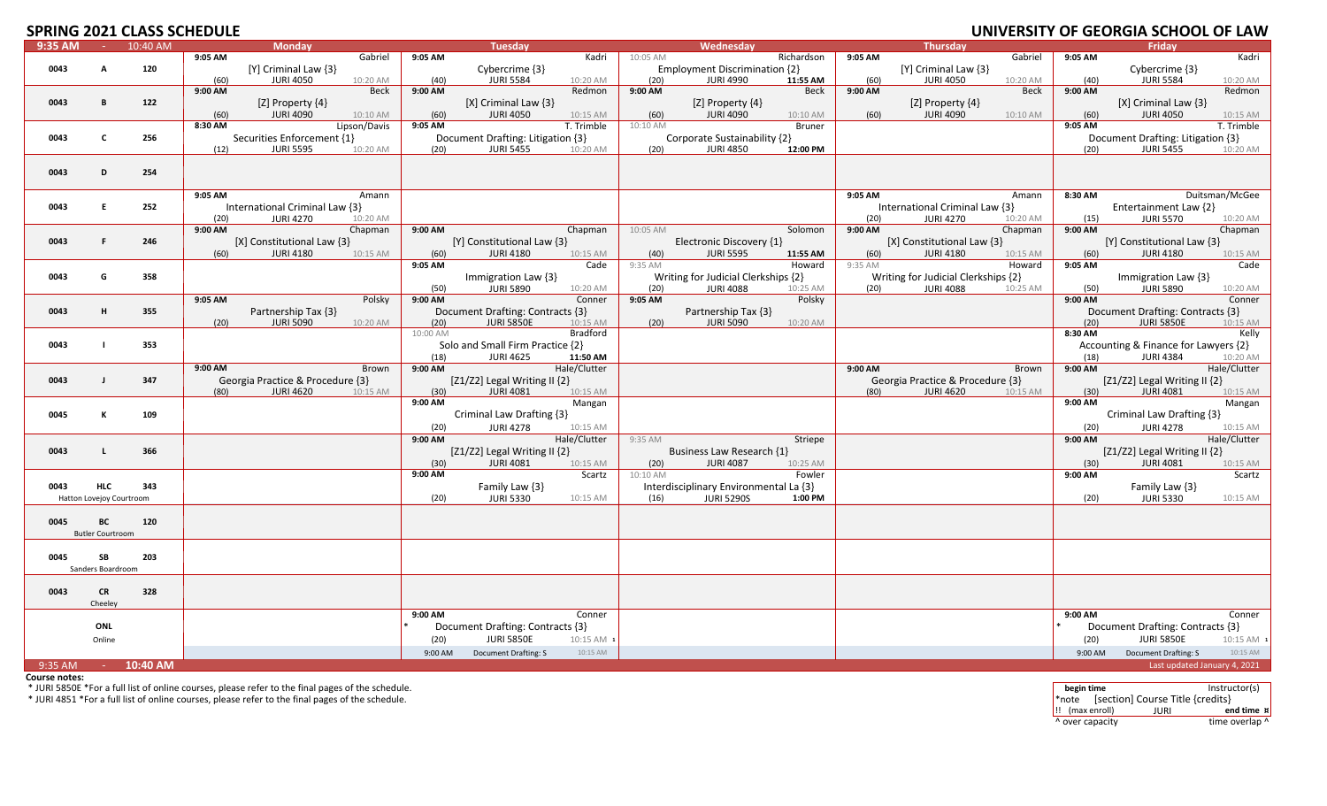# SPRING 2021 CLASS SCHEDULE

# UNIVERSITY OF GEORGIA SCHOOL OF LAW

| 9:35 AM - 10:40 AM | | | Monday | Tuesday | Wednesday | Thursday | Friday |
|---|---|---|---|---|---|---|---|
| 0043 | A | 120 | 9:05 AM Gabriel<br>[Y] Criminal Law {3}<br>(60) JURI 4050 10:20 AM | 9:05 AM Kadri<br>Cybercrime {3}<br>(40) JURI 5584 10:20 AM | 10:05 AM Richardson<br>Employment Discrimination {2}<br>(20) JURI 4990 11:55 AM | 9:05 AM Gabriel<br>[Y] Criminal Law {3}<br>(60) JURI 4050 10:20 AM | 9:05 AM Kadri<br>Cybercrime {3}<br>(40) JURI 5584 10:20 AM |
| 0043 | B | 122 | 9:00 AM Beck<br>[Z] Property {4}<br>(60) JURI 4090 10:10 AM | 9:00 AM Redmon<br>[X] Criminal Law {3}<br>(60) JURI 4050 10:15 AM | 9:00 AM Beck<br>[Z] Property {4}<br>(60) JURI 4090 10:10 AM | 9:00 AM Beck<br>[Z] Property {4}<br>(60) JURI 4090 10:10 AM | 9:00 AM Redmon<br>[X] Criminal Law {3}<br>(60) JURI 4050 10:15 AM |
| 0043 | C | 256 | 8:30 AM Lipson/Davis<br>Securities Enforcement {1}<br>(12) JURI 5595 10:20 AM | 9:05 AM T. Trimble<br>Document Drafting: Litigation {3}<br>(20) JURI 5455 10:20 AM | 10:10 AM Bruner<br>Corporate Sustainability {2}<br>(20) JURI 4850 12:00 PM | | 9:05 AM T. Trimble<br>Document Drafting: Litigation {3}<br>(20) JURI 5455 10:20 AM |
| 0043 | D | 254 | | | | | |
| 0043 | E | 252 | 9:05 AM Amann<br>International Criminal Law {3}<br>(20) JURI 4270 10:20 AM | | | 9:05 AM Amann<br>International Criminal Law {3}<br>(20) JURI 4270 10:20 AM | 8:30 AM Duitsman/McGee<br>Entertainment Law {2}<br>(15) JURI 5570 10:20 AM |
| 0043 | F | 246 | 9:00 AM Chapman<br>[X] Constitutional Law {3}<br>(60) JURI 4180 10:15 AM | 9:00 AM Chapman<br>[Y] Constitutional Law {3}<br>(60) JURI 4180 10:15 AM | 10:05 AM Solomon<br>Electronic Discovery {1}<br>(40) JURI 5595 11:55 AM | 9:00 AM Chapman<br>[X] Constitutional Law {3}<br>(60) JURI 4180 10:15 AM | 9:00 AM Chapman<br>[Y] Constitutional Law {3}<br>(60) JURI 4180 10:15 AM |
| 0043 | G | 358 | | 9:05 AM Cade<br>Immigration Law {3}<br>(50) JURI 5890 10:20 AM | 9:35 AM Howard<br>Writing for Judicial Clerkships {2}<br>(20) JURI 4088 10:25 AM | 9:35 AM Howard<br>Writing for Judicial Clerkships {2}<br>(20) JURI 4088 10:25 AM | 9:05 AM Cade<br>Immigration Law {3}<br>(50) JURI 5890 10:20 AM |
| 0043 | H | 355 | 9:05 AM Polsky<br>Partnership Tax {3}<br>(20) JURI 5090 10:20 AM | 9:00 AM Conner<br>Document Drafting: Contracts {3}<br>(20) JURI 5850E 10:15 AM | 9:05 AM Polsky<br>Partnership Tax {3}<br>(20) JURI 5090 10:20 AM | | 9:00 AM Conner<br>Document Drafting: Contracts {3}<br>(20) JURI 5850E 10:15 AM |
| 0043 | I | 353 | | 10:00 AM Bradford<br>Solo and Small Firm Practice {2}<br>(18) JURI 4625 11:50 AM | | | 8:30 AM Kelly<br>Accounting & Finance for Lawyers {2}<br>(18) JURI 4384 10:20 AM |
| 0043 | J | 347 | 9:00 AM Brown<br>Georgia Practice & Procedure {3}<br>(80) JURI 4620 10:15 AM | 9:00 AM Hale/Clutter<br>[Z1/Z2] Legal Writing II {2}<br>(30) JURI 4081 10:15 AM | | 9:00 AM Brown<br>Georgia Practice & Procedure {3}<br>(80) JURI 4620 10:15 AM | 9:00 AM Hale/Clutter<br>[Z1/Z2] Legal Writing II {2}<br>(30) JURI 4081 10:15 AM |
| 0045 | K | 109 | | 9:00 AM Mangan<br>Criminal Law Drafting {3}<br>(20) JURI 4278 10:15 AM | | | 9:00 AM Mangan<br>Criminal Law Drafting {3}<br>(20) JURI 4278 10:15 AM |
| 0043 | L | 366 | | 9:00 AM Hale/Clutter<br>[Z1/Z2] Legal Writing II {2}<br>(30) JURI 4081 10:15 AM | 9:35 AM Striepe<br>Business Law Research {1}<br>(20) JURI 4087 10:25 AM | | 9:00 AM Hale/Clutter<br>[Z1/Z2] Legal Writing II {2}<br>(30) JURI 4081 10:15 AM |
| 0043 | HLC<br>Hatton Lovejoy Courtroom | 343 | | 9:00 AM Scartz<br>Family Law {3}<br>(20) JURI 5330 10:15 AM | 10:10 AM Fowler<br>Interdisciplinary Environmental La {3}<br>(16) JURI 5290S 1:00 PM | | 9:00 AM Scartz<br>Family Law {3}<br>(20) JURI 5330 10:15 AM |
| 0045 | BC<br>Butler Courtroom | 120 | | | | | |
| 0045 | SB<br>Sanders Boardroom | 203 | | | | | |
| 0043 | CR<br>Cheeley | 328 | | | | | |
| | ONL<br>Online | | | 9:00 AM Conner<br>* Document Drafting: Contracts {3}<br>(20) JURI 5850E 10:15 AM<br>9:00 AM Document Drafting: S 10:15 AM | | | 9:00 AM Conner<br>* Document Drafting: Contracts {3}<br>(20) JURI 5850E 10:15 AM<br>9:00 AM Document Drafting: S 10:15 AM |

9:35 AM - 10:40 AM

Last updated January 4, 2021

**Course notes:**

* JURI 5850E *For a full list of online courses, please refer to the final pages of the schedule.
* JURI 4851 *For a full list of online courses, please refer to the final pages of the schedule.

| begin time | | Instructor(s) |
|---|---|---|
| *note | [section] Course Title {credits} | |
| !! (max enroll) | JURI | end time |
| ^ over capacity | | time overlap ^ |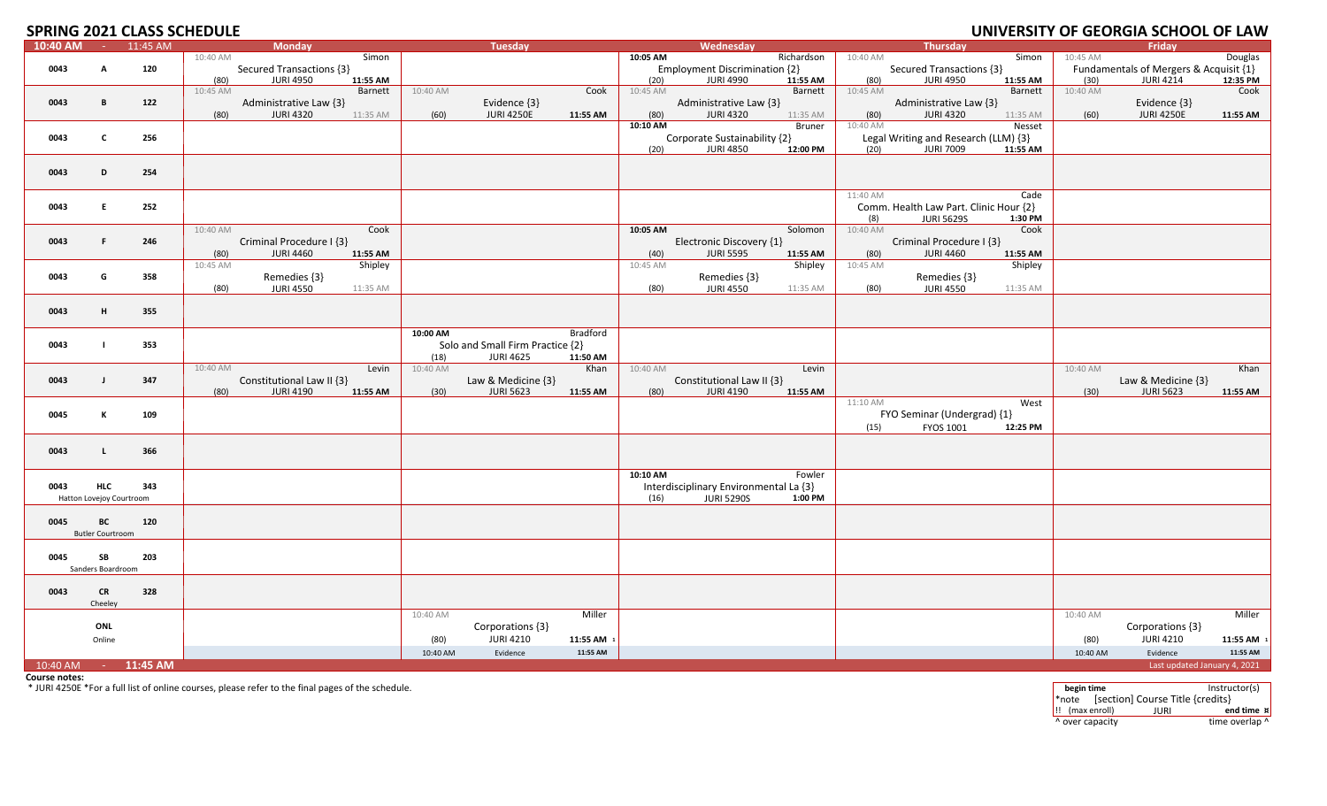# SPRING 2021 CLASS SCHEDULE

# UNIVERSITY OF GEORGIA SCHOOL OF LAW

| 10:40 AM - 11:45 AM | | | Monday | Tuesday | Wednesday | Thursday | Friday |
|---|---|---|---|---|---|---|---|
| 0043 | A | 120 | 10:40 AM Simon<br>Secured Transactions {3}<br>(80) JURI 4950 11:55 AM | | 10:05 AM Richardson<br>Employment Discrimination {2}<br>(20) JURI 4990 11:55 AM | 10:40 AM Simon<br>Secured Transactions {3}<br>(80) JURI 4950 11:55 AM | 10:45 AM Douglas<br>Fundamentals of Mergers & Acquisit {1}<br>(30) JURI 4214 12:35 PM |
| 0043 | B | 122 | 10:45 AM Barnett<br>Administrative Law {3}<br>(80) JURI 4320 11:35 AM | 10:40 AM Cook<br>Evidence {3}<br>(60) JURI 4250E 11:55 AM | 10:45 AM Barnett<br>Administrative Law {3}<br>(80) JURI 4320 11:35 AM | 10:45 AM Barnett<br>Administrative Law {3}<br>(80) JURI 4320 11:35 AM | 10:40 AM Cook<br>Evidence {3}<br>(60) JURI 4250E 11:55 AM |
| 0043 | C | 256 | | | 10:10 AM Bruner<br>Corporate Sustainability {2}<br>(20) JURI 4850 12:00 PM | 10:40 AM Nesset<br>Legal Writing and Research (LLM) {3}<br>(20) JURI 7009 11:55 AM | |
| 0043 | D | 254 | | | | | |
| 0043 | E | 252 | | | | 11:40 AM Cade<br>Comm. Health Law Part. Clinic Hour {2}<br>(8) JURI 5629S 1:30 PM | |
| 0043 | F | 246 | 10:40 AM Cook<br>Criminal Procedure I {3}<br>(80) JURI 4460 11:55 AM | | 10:05 AM Solomon<br>Electronic Discovery {1}<br>(40) JURI 5595 11:55 AM | 10:40 AM Cook<br>Criminal Procedure I {3}<br>(80) JURI 4460 11:55 AM | |
| 0043 | G | 358 | 10:45 AM Shipley<br>Remedies {3}<br>(80) JURI 4550 11:35 AM | | 10:45 AM Shipley<br>Remedies {3}<br>(80) JURI 4550 11:35 AM | 10:45 AM Shipley<br>Remedies {3}<br>(80) JURI 4550 11:35 AM | |
| 0043 | H | 355 | | | | | |
| 0043 | I | 353 | | 10:00 AM Bradford<br>Solo and Small Firm Practice {2}<br>(18) JURI 4625 11:50 AM | | | |
| 0043 | J | 347 | 10:40 AM Levin<br>Constitutional Law II {3}<br>(80) JURI 4190 11:55 AM | 10:40 AM Khan<br>Law & Medicine {3}<br>(30) JURI 5623 11:55 AM | 10:40 AM Levin<br>Constitutional Law II {3}<br>(80) JURI 4190 11:55 AM | | 10:40 AM Khan<br>Law & Medicine {3}<br>(30) JURI 5623 11:55 AM |
| 0045 | K | 109 | | | | 11:10 AM West<br>FYO Seminar (Undergrad) {1}<br>(15) FYOS 1001 12:25 PM | |
| 0043 | L | 366 | | | | | |
| 0043 | HLC<br>Hatton Lovejoy Courtroom | 343 | | | 10:10 AM Fowler<br>Interdisciplinary Environmental La {3}<br>(16) JURI 5290S 1:00 PM | | |
| 0045 | BC<br>Butler Courtroom | 120 | | | | | |
| 0045 | SB<br>Sanders Boardroom | 203 | | | | | |
| 0043 | CR<br>Cheeley | 328 | | | | | |
| | ONL<br>Online | | | 10:40 AM Miller<br>Corporations {3}<br>(80) JURI 4210 11:55 AM<br>10:40 AM Evidence 11:55 AM | | | 10:40 AM Miller<br>Corporations {3}<br>(80) JURI 4210 11:55 AM<br>10:40 AM Evidence 11:55 AM |
| 10:40 AM - 11:45 AM | | | | | | | Last updated January 4, 2021 |

**Course notes:**

* JURI 4250E *For a full list of online courses, please refer to the final pages of the schedule.

| begin time | | Instructor(s) |
|---|---|---|
| *note | [section] Course Title {credits} | |
| !! (max enroll) | JURI | end time ¤ |
| ^ over capacity | | time overlap ^ |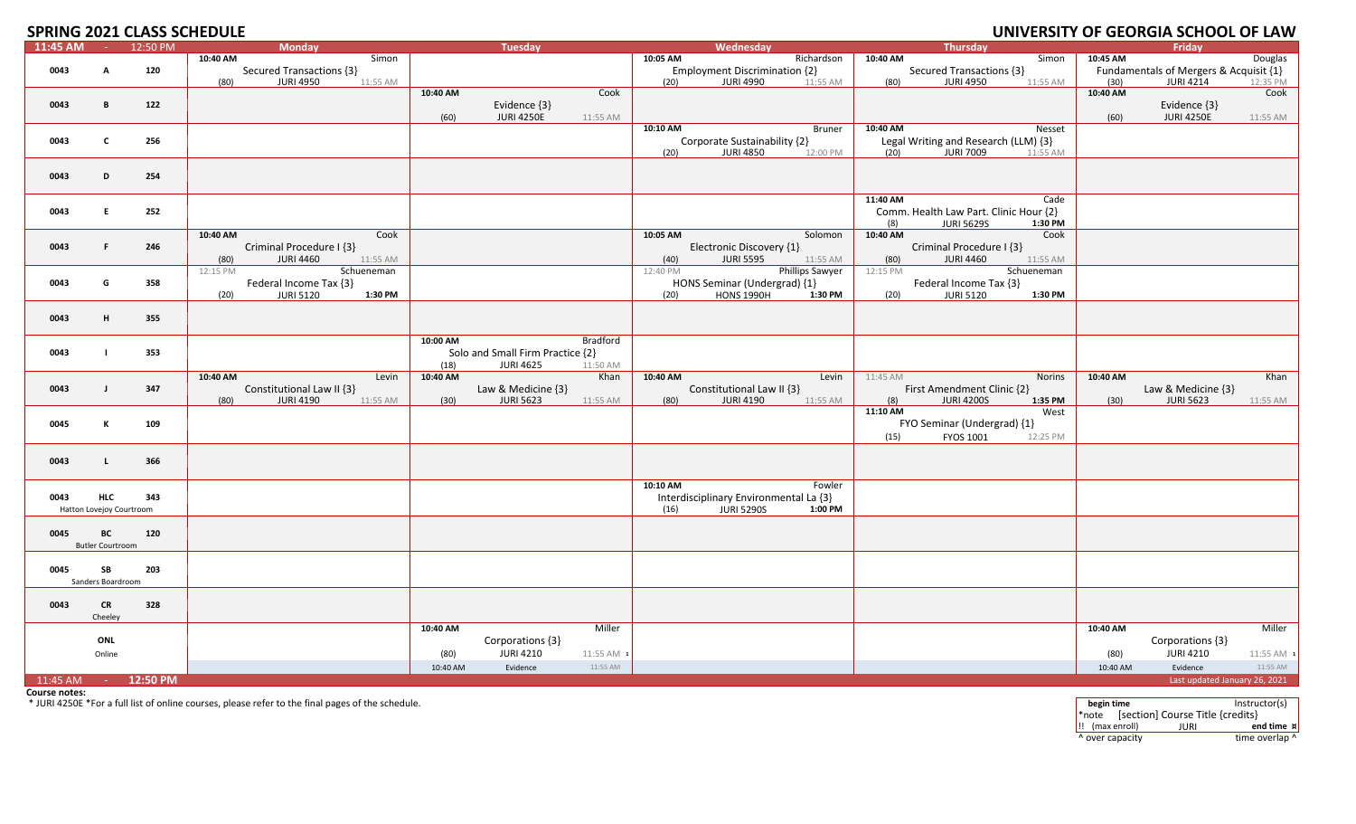# SPRING 2021 CLASS SCHEDULE

# UNIVERSITY OF GEORGIA SCHOOL OF LAW

| 11:45 AM - 12:50 PM | | | Monday | Tuesday | Wednesday | Thursday | Friday |
|---|---|---|---|---|---|---|---|
| 0043 | A | 120 | 10:40 AM Simon<br>Secured Transactions {3}<br>(80) JURI 4950 11:55 AM | | 10:05 AM Richardson<br>Employment Discrimination {2}<br>(20) JURI 4990 11:55 AM | 10:40 AM Simon<br>Secured Transactions {3}<br>(80) JURI 4950 11:55 AM | 10:45 AM Douglas<br>Fundamentals of Mergers & Acquisit {1}<br>(30) JURI 4214 12:35 PM |
| 0043 | B | 122 | | 10:40 AM Cook<br>Evidence {3}<br>(60) JURI 4250E 11:55 AM | | | 10:40 AM Cook<br>Evidence {3}<br>(60) JURI 4250E 11:55 AM |
| 0043 | C | 256 | | | 10:10 AM Bruner<br>Corporate Sustainability {2}<br>(20) JURI 4850 12:00 PM | 10:40 AM Nesset<br>Legal Writing and Research (LLM) {3}<br>(20) JURI 7009 11:55 AM | |
| 0043 | D | 254 | | | | | |
| 0043 | E | 252 | | | | 11:40 AM Cade<br>Comm. Health Law Part. Clinic Hour {2}<br>(8) JURI 5629S **1:30 PM** | |
| 0043 | F | 246 | 10:40 AM Cook<br>Criminal Procedure I {3}<br>(80) JURI 4460 11:55 AM | | 10:05 AM Solomon<br>Electronic Discovery {1}<br>(40) JURI 5595 11:55 AM | 10:40 AM Cook<br>Criminal Procedure I {3}<br>(80) JURI 4460 11:55 AM | |
| 0043 | G | 358 | 12:15 PM Schueneman<br>Federal Income Tax {3}<br>(20) JURI 5120 **1:30 PM** | | 12:40 PM Phillips Sawyer<br>HONS Seminar (Undergrad) {1}<br>(20) HONS 1990H **1:30 PM** | 12:15 PM Schueneman<br>Federal Income Tax {3}<br>(20) JURI 5120 **1:30 PM** | |
| 0043 | H | 355 | | | | | |
| 0043 | I | 353 | | 10:00 AM Bradford<br>Solo and Small Firm Practice {2}<br>(18) JURI 4625 11:50 AM | | | |
| 0043 | J | 347 | 10:40 AM Levin<br>Constitutional Law II {3}<br>(80) JURI 4190 11:55 AM | 10:40 AM Khan<br>Law & Medicine {3}<br>(30) JURI 5623 11:55 AM | 10:40 AM Levin<br>Constitutional Law II {3}<br>(80) JURI 4190 11:55 AM | 11:45 AM Norins<br>First Amendment Clinic {2}<br>(8) JURI 4200S **1:35 PM** | 10:40 AM Khan<br>Law & Medicine {3}<br>(30) JURI 5623 11:55 AM |
| 0045 | K | 109 | | | | 11:10 AM West<br>FYO Seminar (Undergrad) {1}<br>(15) FYOS 1001 12:25 PM | |
| 0043 | L | 366 | | | | | |
| 0043 | HLC<br>Hatton Lovejoy Courtroom | 343 | | | 10:10 AM Fowler<br>Interdisciplinary Environmental La {3}<br>(16) JURI 5290S **1:00 PM** | | |
| 0045 | BC<br>Butler Courtroom | 120 | | | | | |
| 0045 | SB<br>Sanders Boardroom | 203 | | | | | |
| 0043 | CR<br>Cheeley | 328 | | | | | |
| | ONL<br>Online | | | 10:40 AM Miller<br>Corporations {3}<br>(80) JURI 4210 11:55 AM ¹<br>10:40 AM Evidence 11:55 AM | | | 10:40 AM Miller<br>Corporations {3}<br>(80) JURI 4210 11:55 AM ¹<br>10:40 AM Evidence 11:55 AM |
| 11:45 AM - **12:50 PM** | | | | | | | Last updated January 26, 2021 |

**Course notes:**

* JURI 4250E *For a full list of online courses, please refer to the final pages of the schedule.

| **begin time** | | Instructor(s) |
|---|---|---|
| *note | [section] Course Title {credits} | |
| !! (max enroll) | JURI | **end time** ¤ |
| ^ over capacity | | time overlap ^ |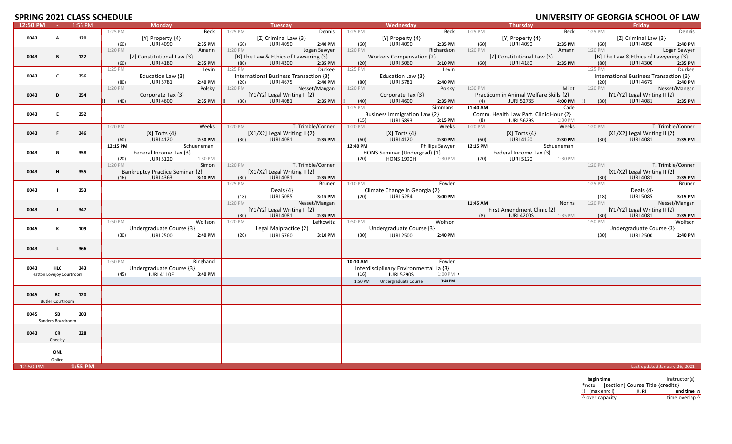# SPRING 2021 CLASS SCHEDULE

# UNIVERSITY OF GEORGIA SCHOOL OF LAW

| 12:50 PM - 1:55 PM | Monday | Tuesday | Wednesday | Thursday | Friday |
|---|---|---|---|---|---|
| 0043 A 120 | 1:25 PM Beck [Y] Property {4} (60) JURI 4090 2:35 PM | 1:25 PM Dennis [Z] Criminal Law {3} (60) JURI 4050 2:40 PM | 1:25 PM Beck [Y] Property {4} (60) JURI 4090 2:35 PM | 1:25 PM Beck [Y] Property {4} (60) JURI 4090 2:35 PM | 1:25 PM Dennis [Z] Criminal Law {3} (60) JURI 4050 2:40 PM |
| 0043 B 122 | 1:20 PM Amann [Z] Constitutional Law {3} (60) JURI 4180 2:35 PM | 1:20 PM Logan Sawyer [B] The Law & Ethics of Lawyering {3} (80) JURI 4300 2:35 PM | 1:20 PM Richardson Workers Compensation {2} (20) JURI 5060 3:10 PM | 1:20 PM Amann [Z] Constitutional Law {3} (60) JURI 4180 2:35 PM | 1:20 PM Logan Sawyer [B] The Law & Ethics of Lawyering {3} (80) JURI 4300 2:35 PM |
| 0043 C 256 | 1:25 PM Levin Education Law {3} (80) JURI 5781 2:40 PM | 1:25 PM Durkee International Business Transaction {3} (20) JURI 4675 2:40 PM | 1:25 PM Levin Education Law {3} (80) JURI 5781 2:40 PM | | 1:25 PM Durkee International Business Transaction {3} (20) JURI 4675 2:40 PM |
| 0043 D 254 | 1:20 PM Polsky Corporate Tax {3} !! (40) JURI 4600 2:35 PM | 1:20 PM Nesset/Mangan [Y1/Y2] Legal Writing II {2} !! (30) JURI 4081 2:35 PM | 1:20 PM Polsky Corporate Tax {3} !! (40) JURI 4600 2:35 PM | 1:30 PM Milot Practicum in Animal Welfare Skills {2} (4) JURI 5278S 4:00 PM | 1:20 PM Nesset/Mangan [Y1/Y2] Legal Writing II {2} !! (30) JURI 4081 2:35 PM |
| 0043 E 252 | | | 1:25 PM Simmons Business Immigration Law {2} (15) JURI 5893 3:15 PM | 11:40 AM Cade Comm. Health Law Part. Clinic Hour {2} (8) JURI 5629S 1:30 PM | |
| 0043 F 246 | 1:20 PM Weeks [X] Torts {4} (60) JURI 4120 2:30 PM | 1:20 PM T. Trimble/Conner [X1/X2] Legal Writing II {2} (30) JURI 4081 2:35 PM | 1:20 PM Weeks [X] Torts {4} (60) JURI 4120 2:30 PM | 1:20 PM Weeks [X] Torts {4} (60) JURI 4120 2:30 PM | 1:20 PM T. Trimble/Conner [X1/X2] Legal Writing II {2} (30) JURI 4081 2:35 PM |
| 0043 G 358 | 12:15 PM Schueneman Federal Income Tax {3} (20) JURI 5120 1:30 PM | | 12:40 PM Phillips Sawyer HONS Seminar (Undergrad) {1} (20) HONS 1990H 1:30 PM | 12:15 PM Schueneman Federal Income Tax {3} (20) JURI 5120 1:30 PM | |
| 0043 H 355 | 1:20 PM Simon Bankruptcy Practice Seminar {2} (16) JURI 4363 3:10 PM | 1:20 PM T. Trimble/Conner [X1/X2] Legal Writing II {2} (30) JURI 4081 2:35 PM | | | 1:20 PM T. Trimble/Conner [X1/X2] Legal Writing II {2} (30) JURI 4081 2:35 PM |
| 0043 I 353 | | 1:25 PM Bruner Deals {4} (18) JURI 5085 3:15 PM | 1:10 PM Fowler Climate Change in Georgia {2} (20) JURI 5284 3:00 PM | | 1:25 PM Bruner Deals {4} (18) JURI 5085 3:15 PM |
| 0043 J 347 | | 1:20 PM Nesset/Mangan [Y1/Y2] Legal Writing II {2} (30) JURI 4081 2:35 PM | | 11:45 AM Norins First Amendment Clinic {2} (8) JURI 4200S 1:35 PM | 1:20 PM Nesset/Mangan [Y1/Y2] Legal Writing II {2} (30) JURI 4081 2:35 PM |
| 0045 K 109 | 1:50 PM Wolfson Undergraduate Course {3} (30) JURI 2500 2:40 PM | 1:20 PM Lefkowitz Legal Malpractice {2} (20) JURI 5760 3:10 PM | 1:50 PM Wolfson Undergraduate Course {3} (30) JURI 2500 2:40 PM | | 1:50 PM Wolfson Undergraduate Course {3} (30) JURI 2500 2:40 PM |
| 0043 L 366 | | | | | |
| 0043 HLC 343 Hatton Lovejoy Courtroom | 1:50 PM Ringhand Undergraduate Course {3} (45) JURI 4110E 3:40 PM | | 10:10 AM Fowler Interdisciplinary Environmental La {3} (16) JURI 5290S 1:00 PM ¤; 1:50 PM Undergraduate Course 3:40 PM | | |
| 0045 BC 120 Butler Courtroom | | | | | |
| 0045 SB 203 Sanders Boardroom | | | | | |
| 0043 CR 328 Cheeley | | | | | |
| ONL Online | | | | | |

Last updated January 26, 2021

| begin time | | Instructor(s) |
|---|---|---|
| *note | [section] Course Title {credits} | |
| !! (max enroll) | JURI | end time ¤ |
| ^ over capacity | | time overlap ^ |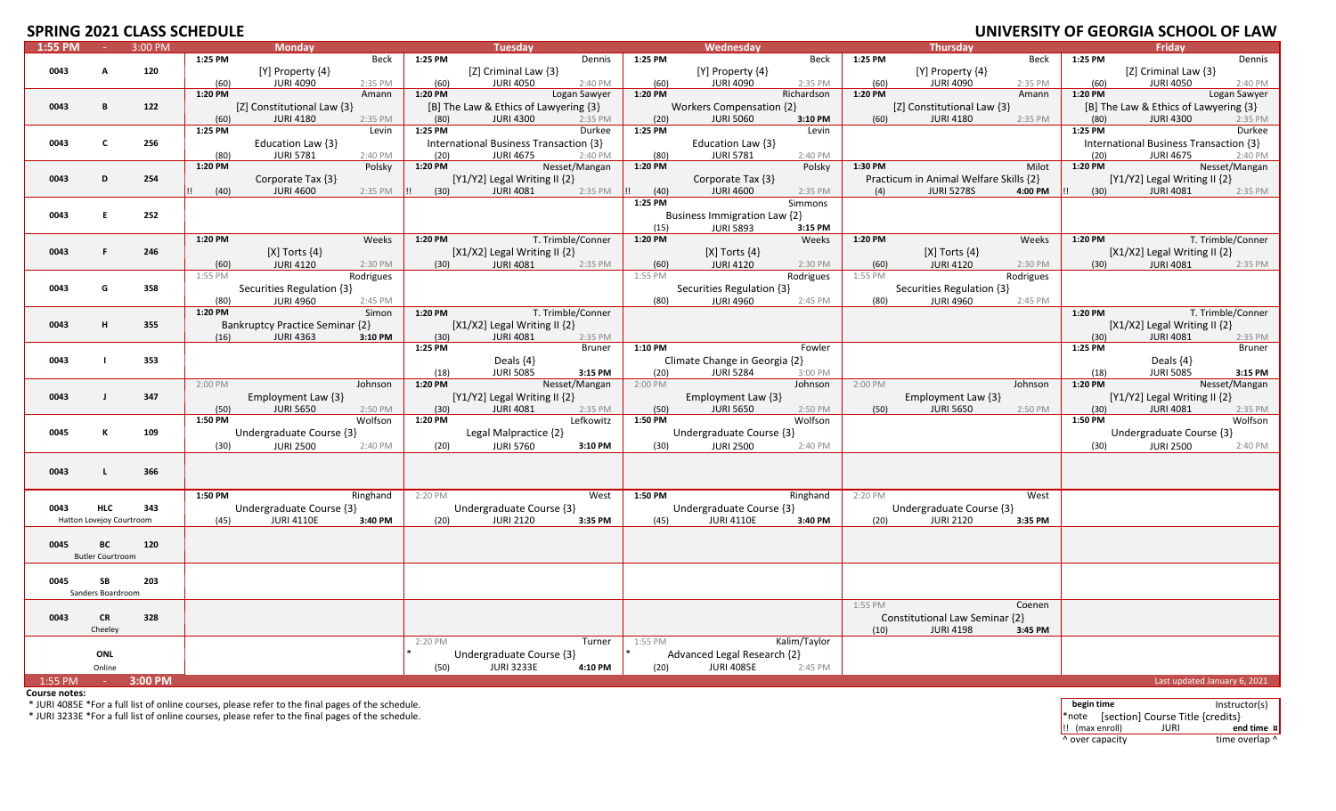# SPRING 2021 CLASS SCHEDULE

# UNIVERSITY OF GEORGIA SCHOOL OF LAW

| 1:55 PM - 3:00 PM | | | Monday | Tuesday | Wednesday | Thursday | Friday |
|---|---|---|---|---|---|---|---|
| 0043 | A | 120 | 1:25 PM Beck<br>[Y] Property {4}<br>(60) JURI 4090 2:35 PM | 1:25 PM Dennis<br>[Z] Criminal Law {3}<br>(60) JURI 4050 2:40 PM | 1:25 PM Beck<br>[Y] Property {4}<br>(60) JURI 4090 2:35 PM | 1:25 PM Beck<br>[Y] Property {4}<br>(60) JURI 4090 2:35 PM | 1:25 PM Dennis<br>[Z] Criminal Law {3}<br>(60) JURI 4050 2:40 PM |
| 0043 | B | 122 | 1:20 PM Amann<br>[Z] Constitutional Law {3}<br>(60) JURI 4180 2:35 PM | 1:20 PM Logan Sawyer<br>[B] The Law & Ethics of Lawyering {3}<br>(80) JURI 4300 2:35 PM | 1:20 PM Richardson<br>Workers Compensation {2}<br>(20) JURI 5060 3:10 PM | 1:20 PM Amann<br>[Z] Constitutional Law {3}<br>(60) JURI 4180 2:35 PM | 1:20 PM Logan Sawyer<br>[B] The Law & Ethics of Lawyering {3}<br>(80) JURI 4300 2:35 PM |
| 0043 | C | 256 | 1:25 PM Levin<br>Education Law {3}<br>(80) JURI 5781 2:40 PM | 1:25 PM Durkee<br>International Business Transaction {3}<br>(20) JURI 4675 2:40 PM | 1:25 PM Levin<br>Education Law {3}<br>(80) JURI 5781 2:40 PM | | 1:25 PM Durkee<br>International Business Transaction {3}<br>(20) JURI 4675 2:40 PM |
| 0043 | D | 254 | 1:20 PM Polsky<br>Corporate Tax {3}<br>!! (40) JURI 4600 2:35 PM | 1:20 PM Nesset/Mangan<br>[Y1/Y2] Legal Writing II {2}<br>!! (30) JURI 4081 2:35 PM | 1:20 PM Polsky<br>Corporate Tax {3}<br>!! (40) JURI 4600 2:35 PM | 1:30 PM Milot<br>Practicum in Animal Welfare Skills {2}<br>(4) JURI 5278S 4:00 PM | 1:20 PM Nesset/Mangan<br>[Y1/Y2] Legal Writing II {2}<br>!! (30) JURI 4081 2:35 PM |
| 0043 | E | 252 | | | 1:25 PM Simmons<br>Business Immigration Law {2}<br>(15) JURI 5893 3:15 PM | | |
| 0043 | F | 246 | 1:20 PM Weeks<br>[X] Torts {4}<br>(60) JURI 4120 2:30 PM | 1:20 PM T. Trimble/Conner<br>[X1/X2] Legal Writing II {2}<br>(30) JURI 4081 2:35 PM | 1:20 PM Weeks<br>[X] Torts {4}<br>(60) JURI 4120 2:30 PM | 1:20 PM Weeks<br>[X] Torts {4}<br>(60) JURI 4120 2:30 PM | 1:20 PM T. Trimble/Conner<br>[X1/X2] Legal Writing II {2}<br>(30) JURI 4081 2:35 PM |
| 0043 | G | 358 | 1:55 PM Rodrigues<br>Securities Regulation {3}<br>(80) JURI 4960 2:45 PM | | 1:55 PM Rodrigues<br>Securities Regulation {3}<br>(80) JURI 4960 2:45 PM | 1:55 PM Rodrigues<br>Securities Regulation {3}<br>(80) JURI 4960 2:45 PM | |
| 0043 | H | 355 | 1:20 PM Simon<br>Bankruptcy Practice Seminar {2}<br>(16) JURI 4363 3:10 PM | 1:20 PM T. Trimble/Conner<br>[X1/X2] Legal Writing II {2}<br>(30) JURI 4081 2:35 PM | | | 1:20 PM T. Trimble/Conner<br>[X1/X2] Legal Writing II {2}<br>(30) JURI 4081 2:35 PM |
| 0043 | I | 353 | | 1:25 PM Bruner<br>Deals {4}<br>(18) JURI 5085 3:15 PM | 1:10 PM Fowler<br>Climate Change in Georgia {2}<br>(20) JURI 5284 3:00 PM | | 1:25 PM Bruner<br>Deals {4}<br>(18) JURI 5085 3:15 PM |
| 0043 | J | 347 | 2:00 PM Johnson<br>Employment Law {3}<br>(50) JURI 5650 2:50 PM | 1:20 PM Nesset/Mangan<br>[Y1/Y2] Legal Writing II {2}<br>(30) JURI 4081 2:35 PM | 2:00 PM Johnson<br>Employment Law {3}<br>(50) JURI 5650 2:50 PM | 2:00 PM Johnson<br>Employment Law {3}<br>(50) JURI 5650 2:50 PM | 1:20 PM Nesset/Mangan<br>[Y1/Y2] Legal Writing II {2}<br>(30) JURI 4081 2:35 PM |
| 0045 | K | 109 | 1:50 PM Wolfson<br>Undergraduate Course {3}<br>(30) JURI 2500 2:40 PM | 1:20 PM Lefkowitz<br>Legal Malpractice {2}<br>(20) JURI 5760 3:10 PM | 1:50 PM Wolfson<br>Undergraduate Course {3}<br>(30) JURI 2500 2:40 PM | | 1:50 PM Wolfson<br>Undergraduate Course {3}<br>(30) JURI 2500 2:40 PM |
| 0043 | L | 366 | | | | | |
| 0043 | HLC<br>Hatton Lovejoy Courtroom | 343 | 1:50 PM Ringhand<br>Undergraduate Course {3}<br>(45) JURI 4110E 3:40 PM | 2:20 PM West<br>Undergraduate Course {3}<br>(20) JURI 2120 3:35 PM | 1:50 PM Ringhand<br>Undergraduate Course {3}<br>(45) JURI 4110E 3:40 PM | 2:20 PM West<br>Undergraduate Course {3}<br>(20) JURI 2120 3:35 PM | |
| 0045 | BC<br>Butler Courtroom | 120 | | | | | |
| 0045 | SB<br>Sanders Boardroom | 203 | | | | | |
| 0043 | CR<br>Cheeley | 328 | | | | 1:55 PM Coenen<br>Constitutional Law Seminar {2}<br>(10) JURI 4198 3:45 PM | |
| | ONL<br>Online | | | 2:20 PM Turner<br>* Undergraduate Course {3}<br>(50) JURI 3233E 4:10 PM | 1:55 PM Kalim/Taylor<br>* Advanced Legal Research {2}<br>(20) JURI 4085E 2:45 PM | | |

Last updated January 6, 2021

**Course notes:**

* JURI 4085E *For a full list of online courses, please refer to the final pages of the schedule.
* JURI 3233E *For a full list of online courses, please refer to the final pages of the schedule.

| **begin time** | | Instructor(s) |
|---|---|---|
| *note | [section] Course Title {credits} | |
| !! (max enroll) | JURI | **end time ¤** |
| ^ over capacity | | time overlap ^ |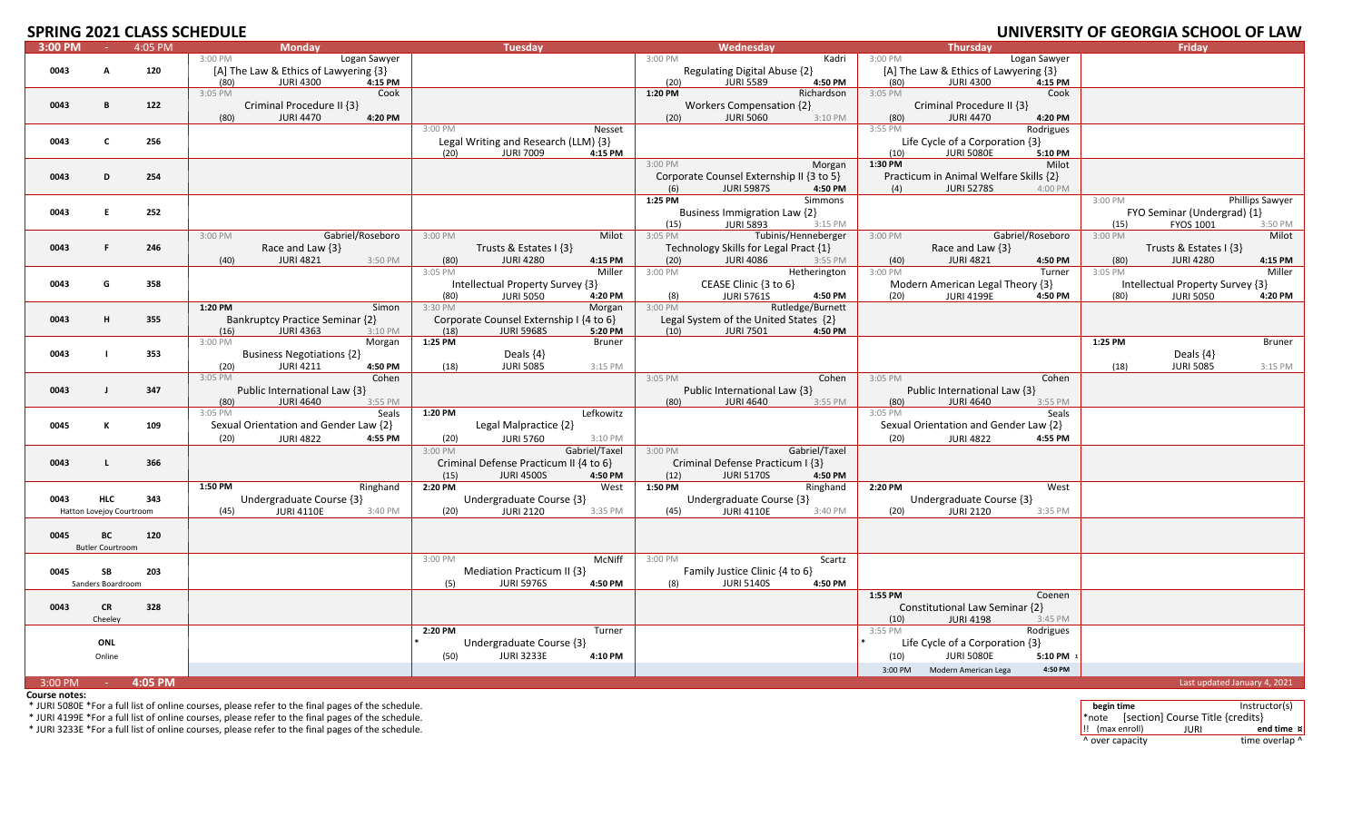# SPRING 2021 CLASS SCHEDULE

# UNIVERSITY OF GEORGIA SCHOOL OF LAW

| 3:00 PM - 4:05 PM | Monday | Tuesday | Wednesday | Thursday | Friday |
|---|---|---|---|---|---|
| 0043 A 120 | 3:00 PM Logan Sawyer<br>[A] The Law & Ethics of Lawyering {3}<br>(80) JURI 4300 4:15 PM | | 3:00 PM Kadri<br>Regulating Digital Abuse {2}<br>(20) JURI 5589 4:50 PM | 3:00 PM Logan Sawyer<br>[A] The Law & Ethics of Lawyering {3}<br>(80) JURI 4300 4:15 PM | |
| 0043 B 122 | 3:05 PM Cook<br>Criminal Procedure II {3}<br>(80) JURI 4470 4:20 PM | | 1:20 PM Richardson<br>Workers Compensation {2}<br>(20) JURI 5060 3:10 PM | 3:05 PM Cook<br>Criminal Procedure II {3}<br>(80) JURI 4470 4:20 PM | |
| 0043 C 256 | | 3:00 PM Nesset<br>Legal Writing and Research (LLM) {3}<br>(20) JURI 7009 4:15 PM | | 3:55 PM Rodrigues<br>Life Cycle of a Corporation {3}<br>(10) JURI 5080E 5:10 PM | |
| 0043 D 254 | | | 3:00 PM Morgan<br>Corporate Counsel Externship II {3 to 5}<br>(6) JURI 5987S 4:50 PM | 1:30 PM Milot<br>Practicum in Animal Welfare Skills {2}<br>(4) JURI 5278S 4:00 PM | |
| 0043 E 252 | | | 1:25 PM Simmons<br>Business Immigration Law {2}<br>(15) JURI 5893 3:15 PM | | 3:00 PM Phillips Sawyer<br>FYO Seminar (Undergrad) {1}<br>(15) FYOS 1001 3:50 PM |
| 0043 F 246 | 3:00 PM Gabriel/Roseboro<br>Race and Law {3}<br>(40) JURI 4821 3:50 PM | 3:00 PM Milot<br>Trusts & Estates I {3}<br>(80) JURI 4280 4:15 PM | 3:05 PM Tubinis/Henneberger<br>Technology Skills for Legal Pract {1}<br>(20) JURI 4086 3:55 PM | 3:00 PM Gabriel/Roseboro<br>Race and Law {3}<br>(40) JURI 4821 4:50 PM | 3:00 PM Milot<br>Trusts & Estates I {3}<br>(80) JURI 4280 4:15 PM |
| 0043 G 358 | | 3:05 PM Miller<br>Intellectual Property Survey {3}<br>(80) JURI 5050 4:20 PM | 3:00 PM Hetherington<br>CEASE Clinic {3 to 6}<br>(8) JURI 5761S 4:50 PM | 3:00 PM Turner<br>Modern American Legal Theory {3}<br>(20) JURI 4199E 4:50 PM | 3:05 PM Miller<br>Intellectual Property Survey {3}<br>(80) JURI 5050 4:20 PM |
| 0043 H 355 | 1:20 PM Simon<br>Bankruptcy Practice Seminar {2}<br>(16) JURI 4363 3:10 PM | 3:30 PM Morgan<br>Corporate Counsel Externship I {4 to 6}<br>(18) JURI 5968S 5:20 PM | 3:00 PM Rutledge/Burnett<br>Legal System of the United States {2}<br>(10) JURI 7501 4:50 PM | | |
| 0043 I 353 | 3:00 PM Morgan<br>Business Negotiations {2}<br>(20) JURI 4211 4:50 PM | 1:25 PM Bruner<br>Deals {4}<br>(18) JURI 5085 3:15 PM | | | 1:25 PM Bruner<br>Deals {4}<br>(18) JURI 5085 3:15 PM |
| 0043 J 347 | 3:05 PM Cohen<br>Public International Law {3}<br>(80) JURI 4640 3:55 PM | | 3:05 PM Cohen<br>Public International Law {3}<br>(80) JURI 4640 3:55 PM | 3:05 PM Cohen<br>Public International Law {3}<br>(80) JURI 4640 3:55 PM | |
| 0045 K 109 | 3:05 PM Seals<br>Sexual Orientation and Gender Law {2}<br>(20) JURI 4822 4:55 PM | 1:20 PM Lefkowitz<br>Legal Malpractice {2}<br>(20) JURI 5760 3:10 PM | | 3:05 PM Seals<br>Sexual Orientation and Gender Law {2}<br>(20) JURI 4822 4:55 PM | |
| 0043 L 366 | | 3:00 PM Gabriel/Taxel<br>Criminal Defense Practicum II {4 to 6}<br>(15) JURI 4500S 4:50 PM | 3:00 PM Gabriel/Taxel<br>Criminal Defense Practicum I {3}<br>(12) JURI 5170S 4:50 PM | | |
| 0043 HLC 343<br>Hatton Lovejoy Courtroom | 1:50 PM Ringhand<br>Undergraduate Course {3}<br>(45) JURI 4110E 3:40 PM | 2:20 PM West<br>Undergraduate Course {3}<br>(20) JURI 2120 3:35 PM | 1:50 PM Ringhand<br>Undergraduate Course {3}<br>(45) JURI 4110E 3:40 PM | 2:20 PM West<br>Undergraduate Course {3}<br>(20) JURI 2120 3:35 PM | |
| 0045 BC 120<br>Butler Courtroom | | | | | |
| 0045 SB 203<br>Sanders Boardroom | | 3:00 PM McNiff<br>Mediation Practicum II {3}<br>(5) JURI 5976S 4:50 PM | 3:00 PM Scartz<br>Family Justice Clinic {4 to 6}<br>(8) JURI 5140S 4:50 PM | | |
| 0043 CR 328<br>Cheeley | | | | 1:55 PM Coenen<br>Constitutional Law Seminar {2}<br>(10) JURI 4198 3:45 PM | |
| ONL<br>Online | | 2:20 PM Turner<br>* Undergraduate Course {3}<br>(50) JURI 3233E 4:10 PM | | 3:55 PM Rodrigues<br>* Life Cycle of a Corporation {3}<br>(10) JURI 5080E 5:10 PM<br>3:00 PM Modern American Lega 4:50 PM | |
| 3:00 PM - 4:05 PM | | | | | Last updated January 4, 2021 |

**Course notes:**

* JURI 5080E *For a full list of online courses, please refer to the final pages of the schedule.
* JURI 4199E *For a full list of online courses, please refer to the final pages of the schedule.
* JURI 3233E *For a full list of online courses, please refer to the final pages of the schedule.

| begin time | | Instructor(s) |
|---|---|---|
| *note | [section] Course Title {credits} | |
| !! (max enroll) | JURI | end time ¤ |
| ^ over capacity | | time overlap ^ |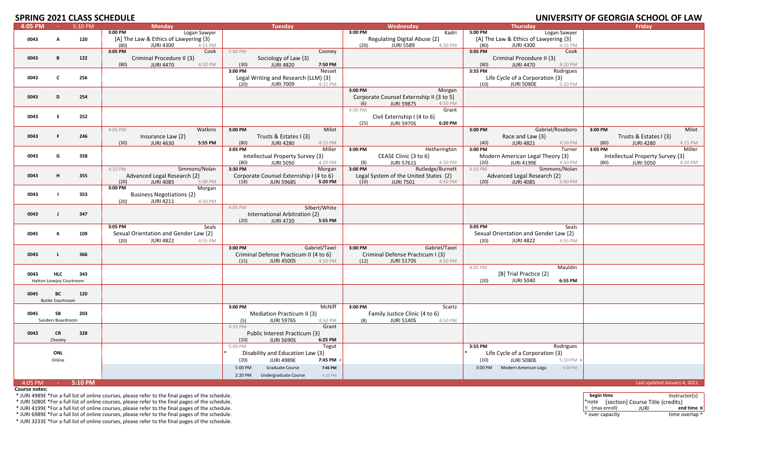# SPRING 2021 CLASS SCHEDULE

# UNIVERSITY OF GEORGIA SCHOOL OF LAW

| 4:05 PM - 5:10 PM | Monday | Tuesday | Wednesday | Thursday | Friday |
|---|---|---|---|---|---|
| 0043 A 120 | 3:00 PM Logan Sawyer [A] The Law & Ethics of Lawyering {3} (80) JURI 4300 4:15 PM | | 3:00 PM Kadri Regulating Digital Abuse {2} (20) JURI 5589 4:50 PM | 3:00 PM Logan Sawyer [A] The Law & Ethics of Lawyering {3} (80) JURI 4300 4:15 PM | |
| 0043 B 122 | 3:05 PM Cook Criminal Procedure II {3} (80) JURI 4470 4:20 PM | 5:00 PM Cooney Sociology of Law {3} (30) JURI 4820 7:50 PM | | 3:05 PM Cook Criminal Procedure II {3} (80) JURI 4470 4:20 PM | |
| 0043 C 256 | | 3:00 PM Nesset Legal Writing and Research (LLM) {3} (20) JURI 7009 4:15 PM | | 3:55 PM Rodrigues Life Cycle of a Corporation {3} (10) JURI 5080E 5:10 PM | |
| 0043 D 254 | | | 3:00 PM Morgan Corporate Counsel Externship II {3 to 5} (6) JURI 5987S 4:50 PM | | |
| 0043 E 252 | | | 4:30 PM Grant Civil Externship I {4 to 6} (25) JURI 5970S 6:20 PM | | |
| 0043 F 246 | 4:05 PM Watkins Insurance Law {2} (30) JURI 4630 5:55 PM | 3:00 PM Milot Trusts & Estates I {3} (80) JURI 4280 4:15 PM | | 3:00 PM Gabriel/Roseboro Race and Law {3} (40) JURI 4821 4:50 PM | 3:00 PM Milot Trusts & Estates I {3} (80) JURI 4280 4:15 PM |
| 0043 G 358 | | 3:05 PM Miller Intellectual Property Survey {3} (80) JURI 5050 4:20 PM | 3:00 PM Hetherington CEASE Clinic {3 to 6} (8) JURI 5761S 4:50 PM | 3:00 PM Turner Modern American Legal Theory {3} (20) JURI 4199E 4:50 PM | 3:05 PM Miller Intellectual Property Survey {3} (80) JURI 5050 4:20 PM |
| 0043 H 355 | 4:10 PM Simmons/Nolan Advanced Legal Research {2} (20) JURI 4085 5:00 PM | 3:30 PM Morgan Corporate Counsel Externship I {4 to 6} (18) JURI 5968S 5:20 PM | 3:00 PM Rutledge/Burnett Legal System of the United States {2} (10) JURI 7501 4:50 PM | 4:10 PM Simmons/Nolan Advanced Legal Research {2} (20) JURI 4085 5:00 PM | |
| 0043 I 353 | 3:00 PM Morgan Business Negotiations {2} (20) JURI 4211 4:50 PM | | | | |
| 0043 J 347 | | 4:05 PM Silbert/White International Arbitration {2} (20) JURI 4720 5:55 PM | | | |
| 0045 K 109 | 3:05 PM Seals Sexual Orientation and Gender Law {2} (20) JURI 4822 4:55 PM | | | 3:05 PM Seals Sexual Orientation and Gender Law {2} (20) JURI 4822 4:55 PM | |
| 0043 L 366 | | 3:00 PM Gabriel/Taxel Criminal Defense Practicum II {4 to 6} (15) JURI 4500S 4:50 PM | 3:00 PM Gabriel/Taxel Criminal Defense Practicum I {3} (12) JURI 5170S 4:50 PM | | |
| 0043 HLC 343 Hatton Lovejoy Courtroom | | | | 4:05 PM Mauldin [B] Trial Practice {2} (20) JURI 5040 6:55 PM | |
| 0045 BC 120 Butler Courtroom | | | | | |
| 0045 SB 203 Sanders Boardroom | | 3:00 PM McNiff Mediation Practicum II {3} (5) JURI 5976S 4:50 PM | 3:00 PM Scartz Family Justice Clinic {4 to 6} (8) JURI 5140S 4:50 PM | | |
| 0043 CR 328 Cheeley | | 4:35 PM Grant Public Interest Practicum {3} (10) JURI 5690S 6:25 PM | | | |
| ONL Online | | 5:00 PM Togut * Disability and Education Law {3} (20) JURI 4989E 7:45 PM 2 | | 3:55 PM Rodrigues * Life Cycle of a Corporation {3} (10) JURI 5080E 5:10 PM 1 | |
| | | 5:00 PM Graduate Course 7:45 PM; 2:20 PM Undergraduate Course 4:10 PM | | 3:00 PM Modern American Lega 4:50 PM | |
| 4:05 PM - 5:10 PM | | | | | Last updated January 4, 2021 |

**Course notes:**

\* JURI 4989E *For a full list of online courses, please refer to the final pages of the schedule.
\* JURI 5080E *For a full list of online courses, please refer to the final pages of the schedule.
\* JURI 4199E *For a full list of online courses, please refer to the final pages of the schedule.
\* JURI 6989E *For a full list of online courses, please refer to the final pages of the schedule.
\* JURI 3233E *For a full list of online courses, please refer to the final pages of the schedule.

| begin time | Instructor(s) |
|---|---|
| *note [section] Course Title {credits} | |
| !! (max enroll) JURI | end time ¤ |
| ^ over capacity | time overlap ^ |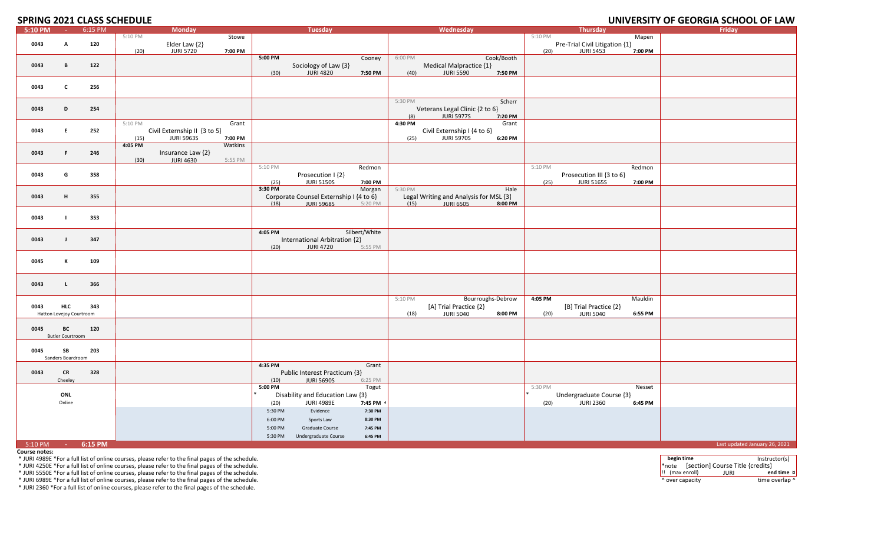# SPRING 2021 CLASS SCHEDULE

# UNIVERSITY OF GEORGIA SCHOOL OF LAW

| 5:10 PM - 6:15 PM | | | Monday | Tuesday | Wednesday | Thursday | Friday |
|---|---|---|---|---|---|---|---|
| 0043 | A | 120 | 5:10 PM Stowe<br>Elder Law {2}<br>(20) JURI 5720 7:00 PM | | | 5:10 PM Mapen<br>Pre-Trial Civil Litigation {1}<br>(20) JURI 5453 7:00 PM | |
| 0043 | B | 122 | | 5:00 PM Cooney<br>Sociology of Law {3}<br>(30) JURI 4820 7:50 PM | 6:00 PM Cook/Booth<br>Medical Malpractice {1}<br>(40) JURI 5590 7:50 PM | | |
| 0043 | C | 256 | | | | | |
| 0043 | D | 254 | | | 5:30 PM Scherr<br>Veterans Legal Clinic {2 to 6}<br>(8) JURI 5977S 7:20 PM | | |
| 0043 | E | 252 | 5:10 PM Grant<br>Civil Externship II {3 to 5}<br>(15) JURI 5963S 7:00 PM | | 4:30 PM Grant<br>Civil Externship I {4 to 6}<br>(25) JURI 5970S 6:20 PM | | |
| 0043 | F | 246 | 4:05 PM Watkins<br>Insurance Law {2}<br>(30) JURI 4630 5:55 PM | | | | |
| 0043 | G | 358 | | 5:10 PM Redmon<br>Prosecution I {2}<br>(25) JURI 5150S 7:00 PM | | 5:10 PM Redmon<br>Prosecution III {3 to 6}<br>(25) JURI 5165S 7:00 PM | |
| 0043 | H | 355 | | 3:30 PM Morgan<br>Corporate Counsel Externship I {4 to 6}<br>(18) JURI 5968S 5:20 PM | 5:30 PM Hale<br>Legal Writing and Analysis for MSL {3}<br>(15) JURI 6505 8:00 PM | | |
| 0043 | I | 353 | | | | | |
| 0043 | J | 347 | | 4:05 PM Silbert/White<br>International Arbitration {2}<br>(20) JURI 4720 5:55 PM | | | |
| 0045 | K | 109 | | | | | |
| 0043 | L | 366 | | | | | |
| 0043 | HLC (Hatton Lovejoy Courtroom) | 343 | | | 5:10 PM Bourroughs-Debrow<br>[A] Trial Practice {2}<br>(18) JURI 5040 8:00 PM | 4:05 PM Mauldin<br>[B] Trial Practice {2}<br>(20) JURI 5040 6:55 PM | |
| 0045 | BC (Butler Courtroom) | 120 | | | | | |
| 0045 | SB (Sanders Boardroom) | 203 | | | | | |
| 0043 | CR (Cheeley) | 328 | | 4:35 PM Grant<br>Public Interest Practicum {3}<br>(10) JURI 5690S 6:25 PM | | | |
| | ONL (Online) | | | 5:00 PM Togut<br>* Disability and Education Law {3}<br>(20) JURI 4989E 7:45 PM | | 5:30 PM Nesset<br>* Undergraduate Course {3}<br>(20) JURI 2360 6:45 PM | |
| | | | | 5:30 PM Evidence 7:30 PM<br>6:00 PM Sports Law 8:30 PM<br>5:00 PM Graduate Course 7:45 PM<br>5:30 PM Undergraduate Course 6:45 PM | | | |

Last updated January 26, 2021

**Course notes:**

* JURI 4989E *For a full list of online courses, please refer to the final pages of the schedule.
* JURI 4250E *For a full list of online courses, please refer to the final pages of the schedule.
* JURI 5550E *For a full list of online courses, please refer to the final pages of the schedule.
* JURI 6989E *For a full list of online courses, please refer to the final pages of the schedule.
* JURI 2360 *For a full list of online courses, please refer to the final pages of the schedule.

| begin time | | Instructor(s) |
|---|---|---|
| *note | [section] Course Title {credits} | |
| !! (max enroll) | JURI | end time ¤ |
| ^ over capacity | | time overlap ^ |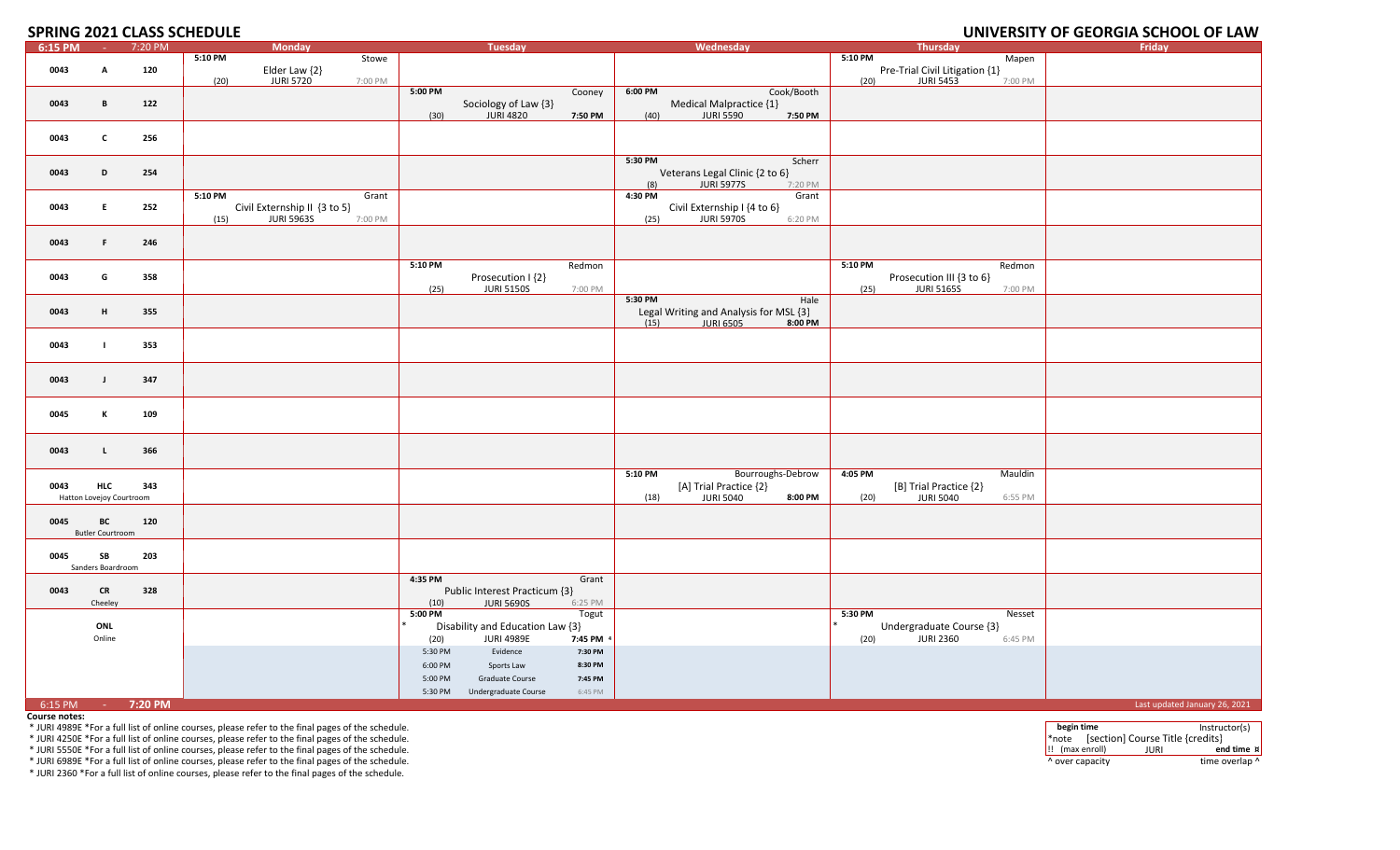# SPRING 2021 CLASS SCHEDULE

# UNIVERSITY OF GEORGIA SCHOOL OF LAW

| 6:15 PM - 7:20 PM | | | Monday | Tuesday | Wednesday | Thursday | Friday |
|---|---|---|---|---|---|---|---|
| 0043 | A | 120 | 5:10 PM Stowe<br>Elder Law {2}<br>(20) JURI 5720 7:00 PM | | | 5:10 PM Mapen<br>Pre-Trial Civil Litigation {1}<br>(20) JURI 5453 7:00 PM | |
| 0043 | B | 122 | | 5:00 PM Cooney<br>Sociology of Law {3}<br>(30) JURI 4820 7:50 PM | 6:00 PM Cook/Booth<br>Medical Malpractice {1}<br>(40) JURI 5590 7:50 PM | | |
| 0043 | C | 256 | | | | | |
| 0043 | D | 254 | | | 5:30 PM Scherr<br>Veterans Legal Clinic {2 to 6}<br>(8) JURI 5977S 7:20 PM | | |
| 0043 | E | 252 | 5:10 PM Grant<br>Civil Externship II {3 to 5}<br>(15) JURI 5963S 7:00 PM | | 4:30 PM Grant<br>Civil Externship I {4 to 6}<br>(25) JURI 5970S 6:20 PM | | |
| 0043 | F | 246 | | | | | |
| 0043 | G | 358 | | 5:10 PM Redmon<br>Prosecution I {2}<br>(25) JURI 5150S 7:00 PM | | 5:10 PM Redmon<br>Prosecution III {3 to 6}<br>(25) JURI 5165S 7:00 PM | |
| 0043 | H | 355 | | | 5:30 PM Hale<br>Legal Writing and Analysis for MSL {3}<br>(15) JURI 6505 8:00 PM | | |
| 0043 | I | 353 | | | | | |
| 0043 | J | 347 | | | | | |
| 0045 | K | 109 | | | | | |
| 0043 | L | 366 | | | | | |
| 0043 | HLC<br>Hatton Lovejoy Courtroom | 343 | | | 5:10 PM Bourroughs-Debrow<br>[A] Trial Practice {2}<br>(18) JURI 5040 8:00 PM | 4:05 PM Mauldin<br>[B] Trial Practice {2}<br>(20) JURI 5040 6:55 PM | |
| 0045 | BC<br>Butler Courtroom | 120 | | | | | |
| 0045 | SB<br>Sanders Boardroom | 203 | | | | | |
| 0043 | CR<br>Cheeley | 328 | | 4:35 PM Grant<br>Public Interest Practicum {3}<br>(10) JURI 5690S 6:25 PM | | | |
| | ONL<br>Online | | | 5:00 PM Togut<br>* Disability and Education Law {3}<br>(20) JURI 4989E 7:45 PM ^ | | 5:30 PM Nesset<br>* Undergraduate Course {3}<br>(20) JURI 2360 6:45 PM | |
| | | | | 5:30 PM Evidence 7:30 PM<br>6:00 PM Sports Law 8:30 PM<br>5:00 PM Graduate Course 7:45 PM<br>5:30 PM Undergraduate Course 6:45 PM | | | |
| 6:15 PM - 7:20 PM | | | | | | | Last updated January 26, 2021 |

**Course notes:**

* JURI 4989E *For a full list of online courses, please refer to the final pages of the schedule.
* JURI 4250E *For a full list of online courses, please refer to the final pages of the schedule.
* JURI 5550E *For a full list of online courses, please refer to the final pages of the schedule.
* JURI 6989E *For a full list of online courses, please refer to the final pages of the schedule.
* JURI 2360 *For a full list of online courses, please refer to the final pages of the schedule.

| begin time | | Instructor(s) |
|---|---|---|
| *note | [section] Course Title {credits} | |
| !! (max enroll) | JURI | end time ¤ |
| ^ over capacity | | time overlap ^ |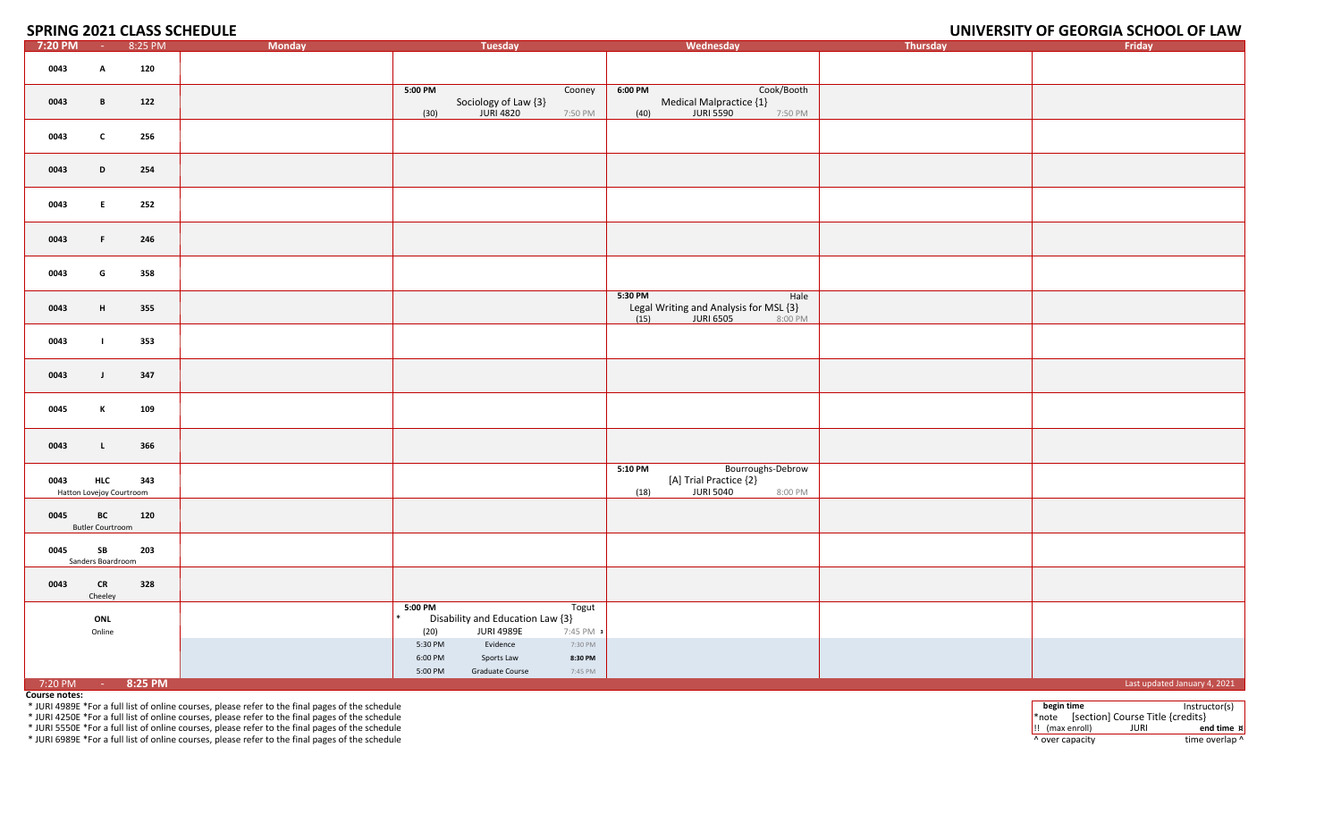## SPRING 2021 CLASS SCHEDULE

## UNIVERSITY OF GEORGIA SCHOOL OF LAW

| 7:20 PM - 8:25 PM | Monday | Tuesday | Wednesday | Thursday | Friday |
|---|---|---|---|---|---|
| 0043 A 120 | | | | | |
| 0043 B 122 | | 5:00 PM Cooney Sociology of Law {3} (30) JURI 4820 7:50 PM | 6:00 PM Cook/Booth Medical Malpractice {1} (40) JURI 5590 7:50 PM | | |
| 0043 C 256 | | | | | |
| 0043 D 254 | | | | | |
| 0043 E 252 | | | | | |
| 0043 F 246 | | | | | |
| 0043 G 358 | | | | | |
| 0043 H 355 | | | 5:30 PM Hale Legal Writing and Analysis for MSL {3} (15) JURI 6505 8:00 PM | | |
| 0043 I 353 | | | | | |
| 0043 J 347 | | | | | |
| 0045 K 109 | | | | | |
| 0043 L 366 | | | | | |
| 0043 HLC 343 Hatton Lovejoy Courtroom | | | 5:10 PM Bourroughs-Debrow [A] Trial Practice {2} (18) JURI 5040 8:00 PM | | |
| 0045 BC 120 Butler Courtroom | | | | | |
| 0045 SB 203 Sanders Boardroom | | | | | |
| 0043 CR 328 Cheeley | | | | | |
| ONL Online | | 5:00 PM Togut * Disability and Education Law {3} (20) JURI 4989E 7:45 PM ¤ | | | |
| | | 5:30 PM Evidence 7:30 PM<br>6:00 PM Sports Law 8:30 PM<br>5:00 PM Graduate Course 7:45 PM | | | |
| 7:20 PM - 8:25 PM | | | | | Last updated January 4, 2021 |

**Course notes:**

* JURI 4989E *For a full list of online courses, please refer to the final pages of the schedule
* JURI 4250E *For a full list of online courses, please refer to the final pages of the schedule
* JURI 5550E *For a full list of online courses, please refer to the final pages of the schedule
* JURI 6989E *For a full list of online courses, please refer to the final pages of the schedule

| **begin time** | | Instructor(s) |
|---|---|---|
| *note | [section] Course Title {credits} | |
| !! (max enroll) | JURI | **end time** ¤ |
| ^ over capacity | | time overlap ^ |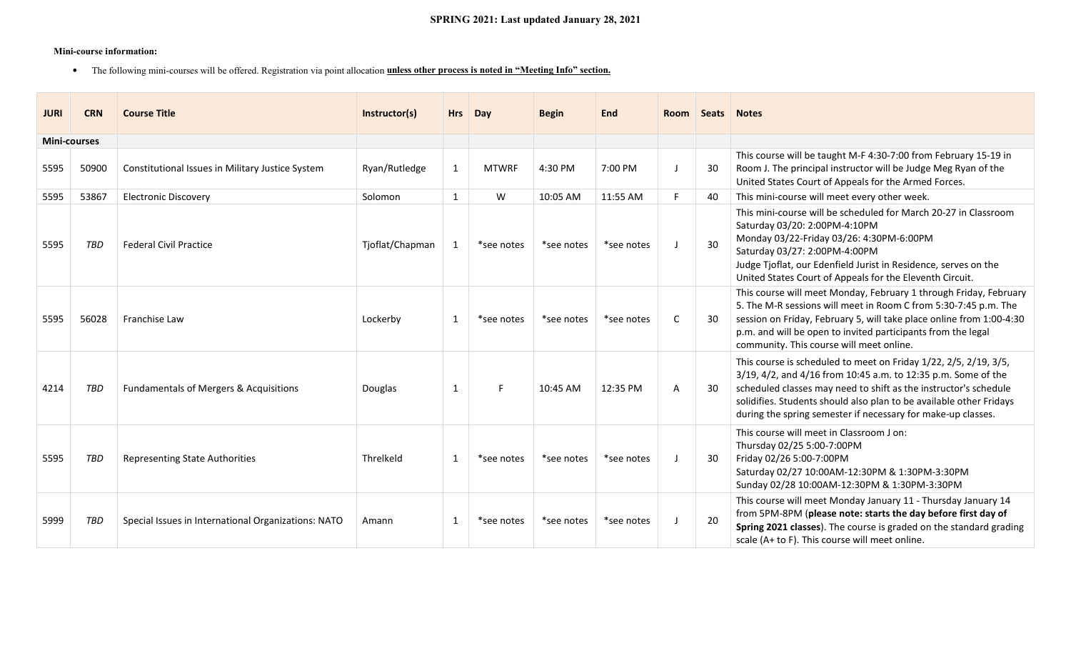**SPRING 2021: Last updated January 28, 2021**

**Mini-course information:**

- The following mini-courses will be offered. Registration via point allocation **unless other process is noted in "Meeting Info" section.**

| JURI | CRN | Course Title | Instructor(s) | Hrs | Day | Begin | End | Room | Seats | Notes |
|---|---|---|---|---|---|---|---|---|---|---|
| **Mini-courses** | | | | | | | | | | |
| 5595 | 50900 | Constitutional Issues in Military Justice System | Ryan/Rutledge | 1 | MTWRF | 4:30 PM | 7:00 PM | J | 30 | This course will be taught M-F 4:30-7:00 from February 15-19 in Room J. The principal instructor will be Judge Meg Ryan of the United States Court of Appeals for the Armed Forces. |
| 5595 | 53867 | Electronic Discovery | Solomon | 1 | W | 10:05 AM | 11:55 AM | F | 40 | This mini-course will meet every other week. |
| 5595 | *TBD* | Federal Civil Practice | Tjoflat/Chapman | 1 | *see notes | *see notes | *see notes | J | 30 | This mini-course will be scheduled for March 20-27 in Classroom Saturday 03/20: 2:00PM-4:10PM<br>Monday 03/22-Friday 03/26: 4:30PM-6:00PM<br>Saturday 03/27: 2:00PM-4:00PM<br>Judge Tjoflat, our Edenfield Jurist in Residence, serves on the United States Court of Appeals for the Eleventh Circuit. |
| 5595 | 56028 | Franchise Law | Lockerby | 1 | *see notes | *see notes | *see notes | C | 30 | This course will meet Monday, February 1 through Friday, February 5. The M-R sessions will meet in Room C from 5:30-7:45 p.m. The session on Friday, February 5, will take place online from 1:00-4:30 p.m. and will be open to invited participants from the legal community. This course will meet online. |
| 4214 | *TBD* | Fundamentals of Mergers & Acquisitions | Douglas | 1 | F | 10:45 AM | 12:35 PM | A | 30 | This course is scheduled to meet on Friday 1/22, 2/5, 2/19, 3/5, 3/19, 4/2, and 4/16 from 10:45 a.m. to 12:35 p.m. Some of the scheduled classes may need to shift as the instructor's schedule solidifies. Students should also plan to be available other Fridays during the spring semester if necessary for make-up classes. |
| 5595 | *TBD* | Representing State Authorities | Threlkeld | 1 | *see notes | *see notes | *see notes | J | 30 | This course will meet in Classroom J on:<br>Thursday 02/25 5:00-7:00PM<br>Friday 02/26 5:00-7:00PM<br>Saturday 02/27 10:00AM-12:30PM & 1:30PM-3:30PM<br>Sunday 02/28 10:00AM-12:30PM & 1:30PM-3:30PM |
| 5999 | *TBD* | Special Issues in International Organizations: NATO | Amann | 1 | *see notes | *see notes | *see notes | J | 20 | This course will meet Monday January 11 - Thursday January 14 from 5PM-8PM (**please note: starts the day before first day of Spring 2021 classes**). The course is graded on the standard grading scale (A+ to F). This course will meet online. |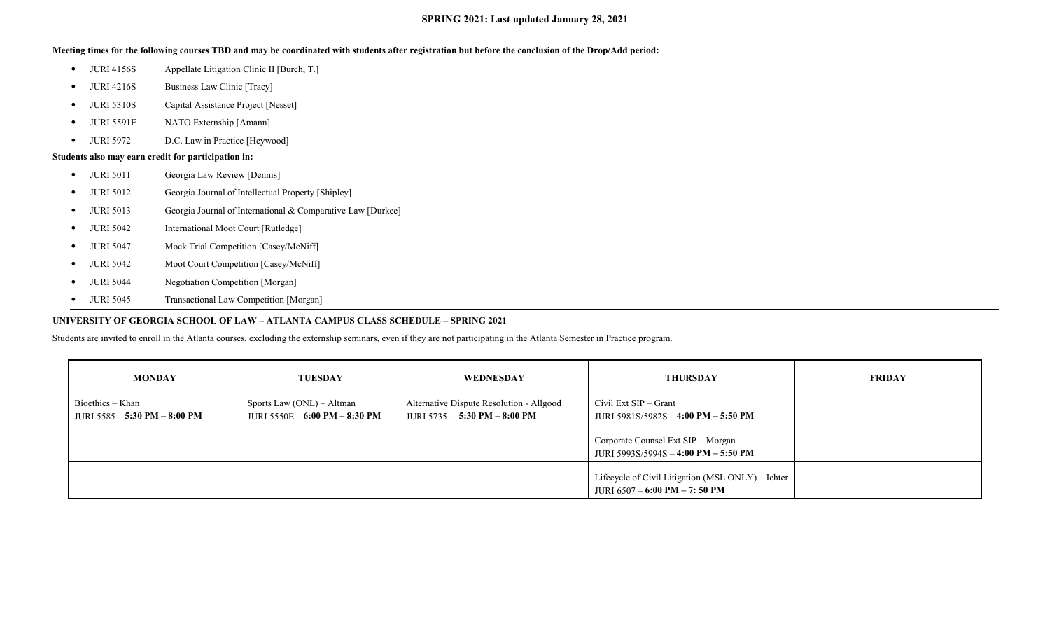**SPRING 2021: Last updated January 28, 2021**

**Meeting times for the following courses TBD and may be coordinated with students after registration but before the conclusion of the Drop/Add period:**

- JURI 4156S Appellate Litigation Clinic II [Burch, T.]
- JURI 4216S Business Law Clinic [Tracy]
- JURI 5310S Capital Assistance Project [Nesset]
- JURI 5591E NATO Externship [Amann]
- JURI 5972 D.C. Law in Practice [Heywood]

**Students also may earn credit for participation in:**

- JURI 5011 Georgia Law Review [Dennis]
- JURI 5012 Georgia Journal of Intellectual Property [Shipley]
- JURI 5013 Georgia Journal of International & Comparative Law [Durkee]
- JURI 5042 International Moot Court [Rutledge]
- JURI 5047 Mock Trial Competition [Casey/McNiff]
- JURI 5042 Moot Court Competition [Casey/McNiff]
- JURI 5044 Negotiation Competition [Morgan]
- JURI 5045 Transactional Law Competition [Morgan]

**UNIVERSITY OF GEORGIA SCHOOL OF LAW – ATLANTA CAMPUS CLASS SCHEDULE – SPRING 2021**

Students are invited to enroll in the Atlanta courses, excluding the externship seminars, even if they are not participating in the Atlanta Semester in Practice program.

| MONDAY | TUESDAY | WEDNESDAY | THURSDAY | FRIDAY |
|---|---|---|---|---|
| Bioethics – Khan<br>JURI 5585 – **5:30 PM – 8:00 PM** | Sports Law (ONL) – Altman<br>JURI 5550E – **6:00 PM – 8:30 PM** | Alternative Dispute Resolution - Allgood<br>JURI 5735 – **5:30 PM – 8:00 PM** | Civil Ext SIP – Grant<br>JURI 5981S/5982S – **4:00 PM – 5:50 PM** | |
| | | | Corporate Counsel Ext SIP – Morgan<br>JURI 5993S/5994S – **4:00 PM – 5:50 PM** | |
| | | | Lifecycle of Civil Litigation (MSL ONLY) – Ichter<br>JURI 6507 – **6:00 PM – 7: 50 PM** | |